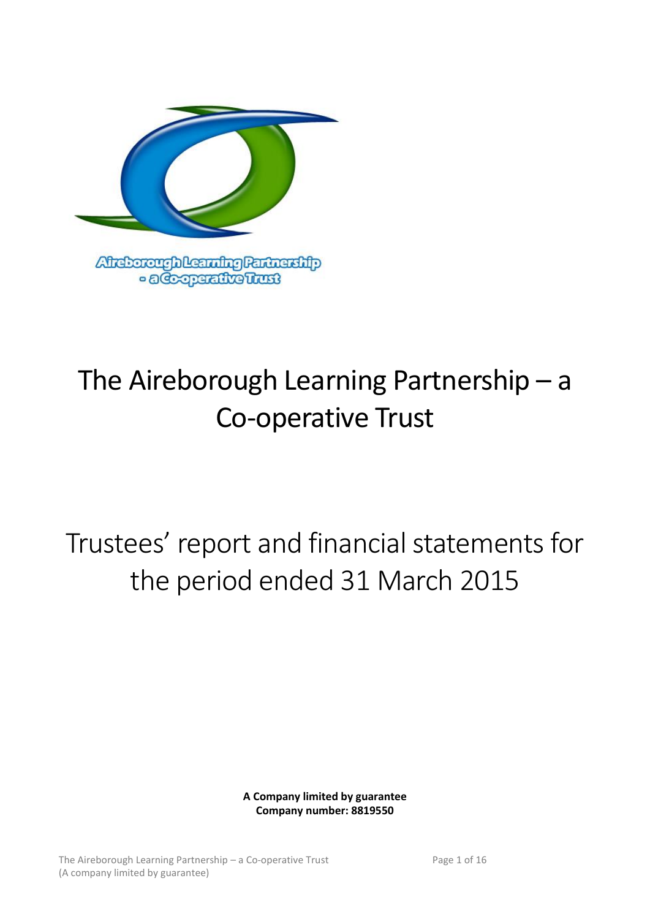Aireborough Learning Partnership - a Co-operative Trust

# The Aireborough Learning Partnership – a Co-operative Trust

# Trustees' report and financial statements for the period ended 31 March 2015

**A Company limited by guarantee**
**Company number: 8819550**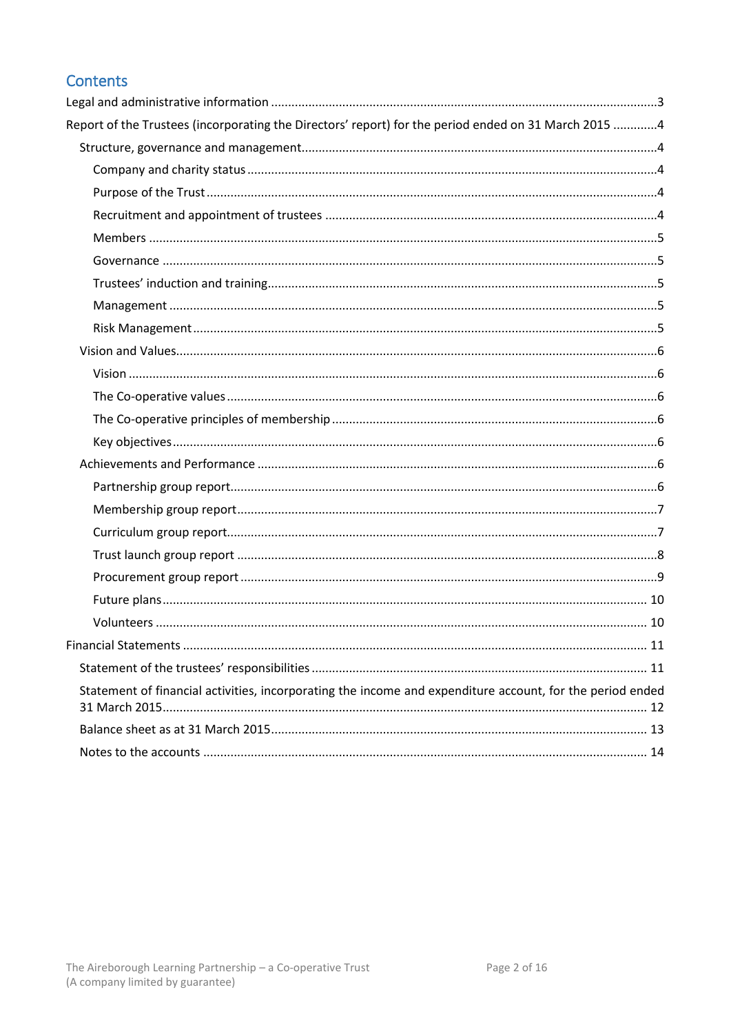## Contents

- Legal and administrative information 3
- Report of the Trustees (incorporating the Directors' report) for the period ended on 31 March 2015 4
  - Structure, governance and management 4
    - Company and charity status 4
    - Purpose of the Trust 4
    - Recruitment and appointment of trustees 4
    - Members 5
    - Governance 5
    - Trustees' induction and training 5
    - Management 5
    - Risk Management 5
  - Vision and Values 6
    - Vision 6
    - The Co-operative values 6
    - The Co-operative principles of membership 6
    - Key objectives 6
  - Achievements and Performance 6
    - Partnership group report 6
    - Membership group report 7
    - Curriculum group report 7
    - Trust launch group report 8
    - Procurement group report 9
    - Future plans 10
    - Volunteers 10
- Financial Statements 11
  - Statement of the trustees' responsibilities 11
  - Statement of financial activities, incorporating the income and expenditure account, for the period ended 31 March 2015 12
  - Balance sheet as at 31 March 2015 13
  - Notes to the accounts 14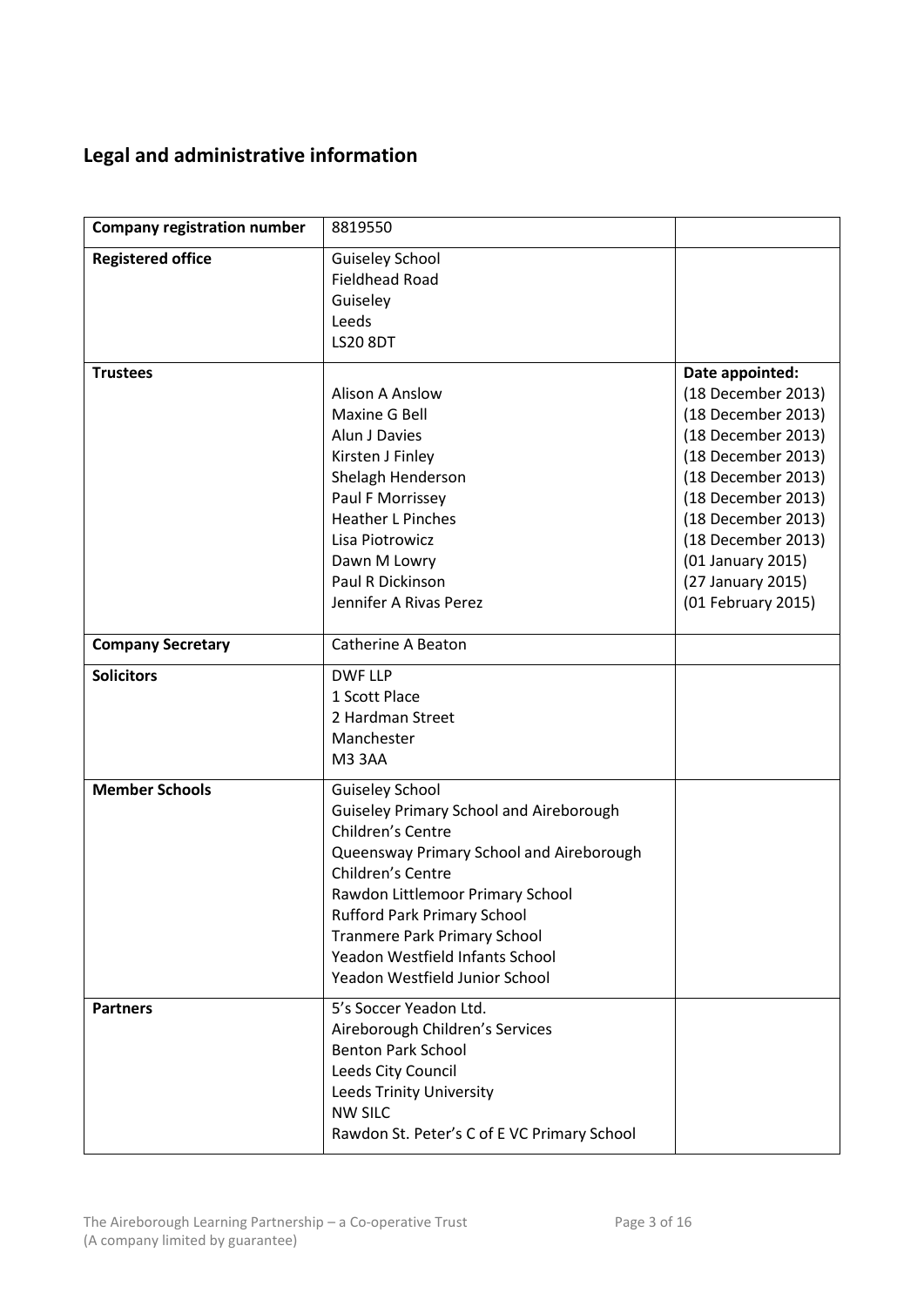## Legal and administrative information

| **Company registration number** | 8819550 | |
|---|---|---|
| **Registered office** | Guiseley School<br>Fieldhead Road<br>Guiseley<br>Leeds<br>LS20 8DT | |
| **Trustees** | <br>Alison A Anslow<br>Maxine G Bell<br>Alun J Davies<br>Kirsten J Finley<br>Shelagh Henderson<br>Paul F Morrissey<br>Heather L Pinches<br>Lisa Piotrowicz<br>Dawn M Lowry<br>Paul R Dickinson<br>Jennifer A Rivas Perez | **Date appointed:**<br>(18 December 2013)<br>(18 December 2013)<br>(18 December 2013)<br>(18 December 2013)<br>(18 December 2013)<br>(18 December 2013)<br>(18 December 2013)<br>(18 December 2013)<br>(01 January 2015)<br>(27 January 2015)<br>(01 February 2015) |
| **Company Secretary** | Catherine A Beaton | |
| **Solicitors** | DWF LLP<br>1 Scott Place<br>2 Hardman Street<br>Manchester<br>M3 3AA | |
| **Member Schools** | Guiseley School<br>Guiseley Primary School and Aireborough Children's Centre<br>Queensway Primary School and Aireborough Children's Centre<br>Rawdon Littlemoor Primary School<br>Rufford Park Primary School<br>Tranmere Park Primary School<br>Yeadon Westfield Infants School<br>Yeadon Westfield Junior School | |
| **Partners** | 5's Soccer Yeadon Ltd.<br>Aireborough Children's Services<br>Benton Park School<br>Leeds City Council<br>Leeds Trinity University<br>NW SILC<br>Rawdon St. Peter's C of E VC Primary School | |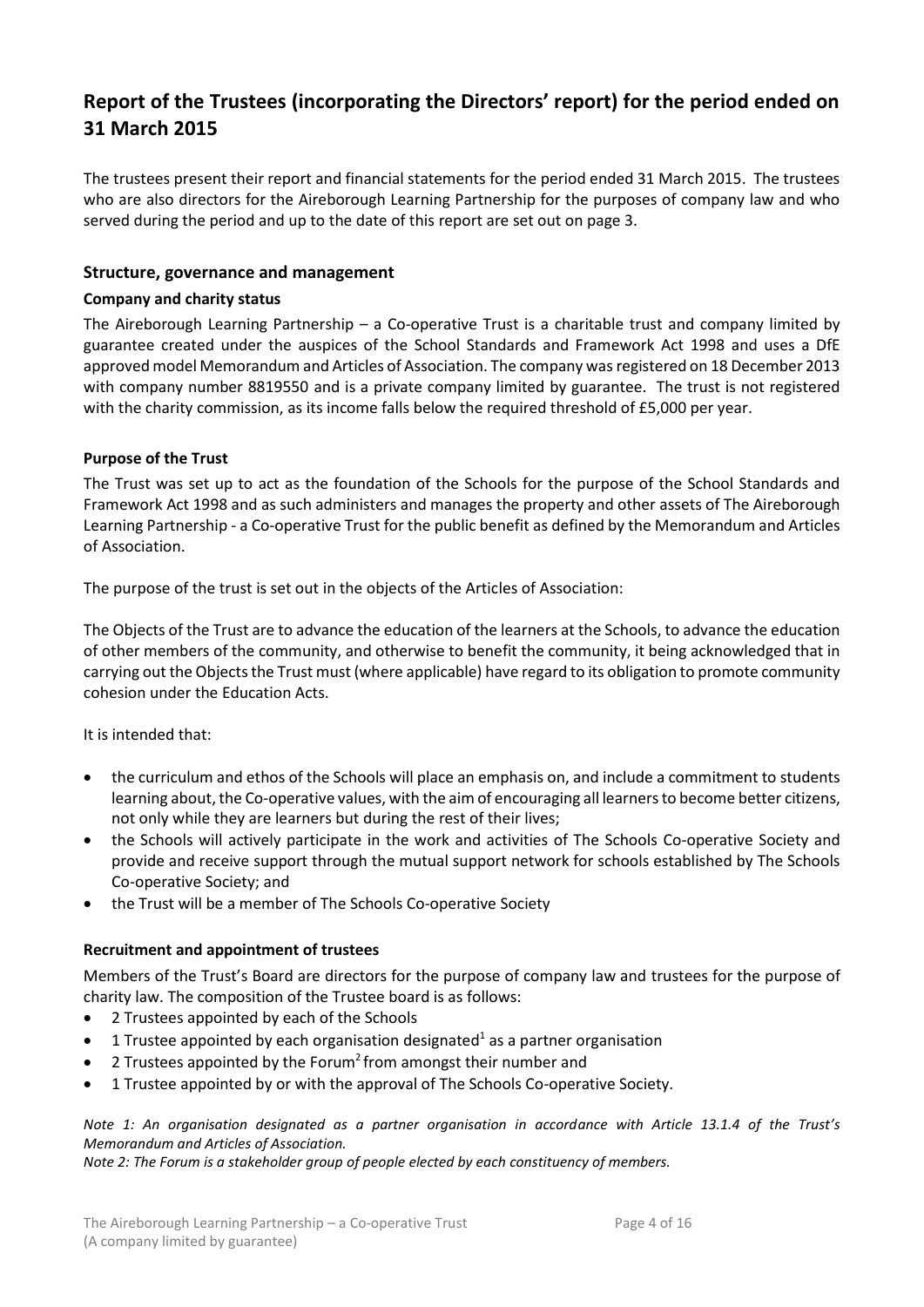# Report of the Trustees (incorporating the Directors' report) for the period ended on 31 March 2015

The trustees present their report and financial statements for the period ended 31 March 2015. The trustees who are also directors for the Aireborough Learning Partnership for the purposes of company law and who served during the period and up to the date of this report are set out on page 3.

## Structure, governance and management

### Company and charity status

The Aireborough Learning Partnership – a Co-operative Trust is a charitable trust and company limited by guarantee created under the auspices of the School Standards and Framework Act 1998 and uses a DfE approved model Memorandum and Articles of Association. The company was registered on 18 December 2013 with company number 8819550 and is a private company limited by guarantee. The trust is not registered with the charity commission, as its income falls below the required threshold of £5,000 per year.

### Purpose of the Trust

The Trust was set up to act as the foundation of the Schools for the purpose of the School Standards and Framework Act 1998 and as such administers and manages the property and other assets of The Aireborough Learning Partnership - a Co-operative Trust for the public benefit as defined by the Memorandum and Articles of Association.

The purpose of the trust is set out in the objects of the Articles of Association:

The Objects of the Trust are to advance the education of the learners at the Schools, to advance the education of other members of the community, and otherwise to benefit the community, it being acknowledged that in carrying out the Objects the Trust must (where applicable) have regard to its obligation to promote community cohesion under the Education Acts.

It is intended that:

- the curriculum and ethos of the Schools will place an emphasis on, and include a commitment to students learning about, the Co-operative values, with the aim of encouraging all learners to become better citizens, not only while they are learners but during the rest of their lives;
- the Schools will actively participate in the work and activities of The Schools Co-operative Society and provide and receive support through the mutual support network for schools established by The Schools Co-operative Society; and
- the Trust will be a member of The Schools Co-operative Society

### Recruitment and appointment of trustees

Members of the Trust's Board are directors for the purpose of company law and trustees for the purpose of charity law. The composition of the Trustee board is as follows:

- 2 Trustees appointed by each of the Schools
- 1 Trustee appointed by each organisation designated[1] as a partner organisation
- 2 Trustees appointed by the Forum[2] from amongst their number and
- 1 Trustee appointed by or with the approval of The Schools Co-operative Society.

*Note 1: An organisation designated as a partner organisation in accordance with Article 13.1.4 of the Trust's Memorandum and Articles of Association.*

*Note 2: The Forum is a stakeholder group of people elected by each constituency of members.*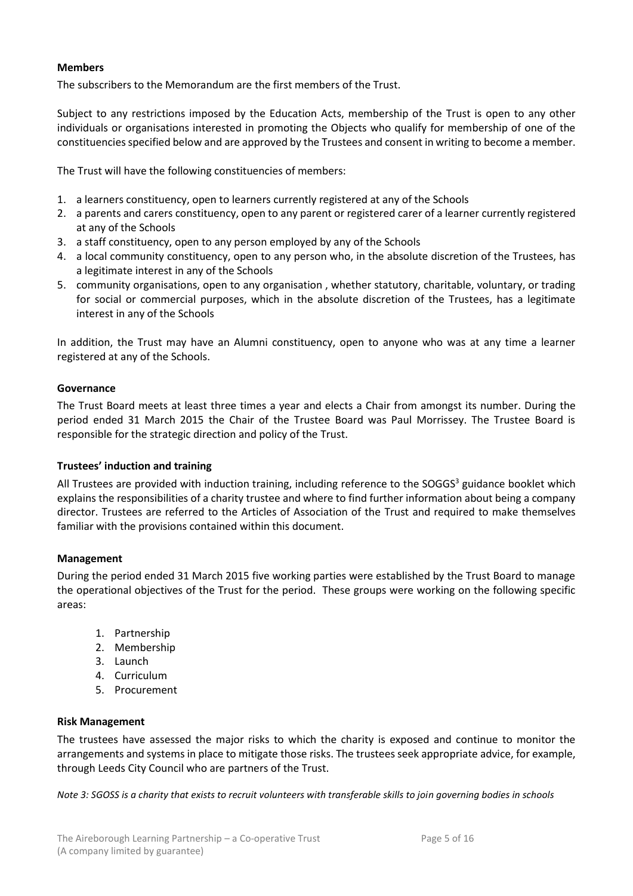**Members**

The subscribers to the Memorandum are the first members of the Trust.

Subject to any restrictions imposed by the Education Acts, membership of the Trust is open to any other individuals or organisations interested in promoting the Objects who qualify for membership of one of the constituencies specified below and are approved by the Trustees and consent in writing to become a member.

The Trust will have the following constituencies of members:

1. a learners constituency, open to learners currently registered at any of the Schools
2. a parents and carers constituency, open to any parent or registered carer of a learner currently registered at any of the Schools
3. a staff constituency, open to any person employed by any of the Schools
4. a local community constituency, open to any person who, in the absolute discretion of the Trustees, has a legitimate interest in any of the Schools
5. community organisations, open to any organisation , whether statutory, charitable, voluntary, or trading for social or commercial purposes, which in the absolute discretion of the Trustees, has a legitimate interest in any of the Schools

In addition, the Trust may have an Alumni constituency, open to anyone who was at any time a learner registered at any of the Schools.

**Governance**

The Trust Board meets at least three times a year and elects a Chair from amongst its number. During the period ended 31 March 2015 the Chair of the Trustee Board was Paul Morrissey. The Trustee Board is responsible for the strategic direction and policy of the Trust.

**Trustees' induction and training**

All Trustees are provided with induction training, including reference to the SOGGS[3] guidance booklet which explains the responsibilities of a charity trustee and where to find further information about being a company director. Trustees are referred to the Articles of Association of the Trust and required to make themselves familiar with the provisions contained within this document.

**Management**

During the period ended 31 March 2015 five working parties were established by the Trust Board to manage the operational objectives of the Trust for the period. These groups were working on the following specific areas:

1. Partnership
2. Membership
3. Launch
4. Curriculum
5. Procurement

**Risk Management**

The trustees have assessed the major risks to which the charity is exposed and continue to monitor the arrangements and systems in place to mitigate those risks. The trustees seek appropriate advice, for example, through Leeds City Council who are partners of the Trust.

*Note 3: SGOSS is a charity that exists to recruit volunteers with transferable skills to join governing bodies in schools*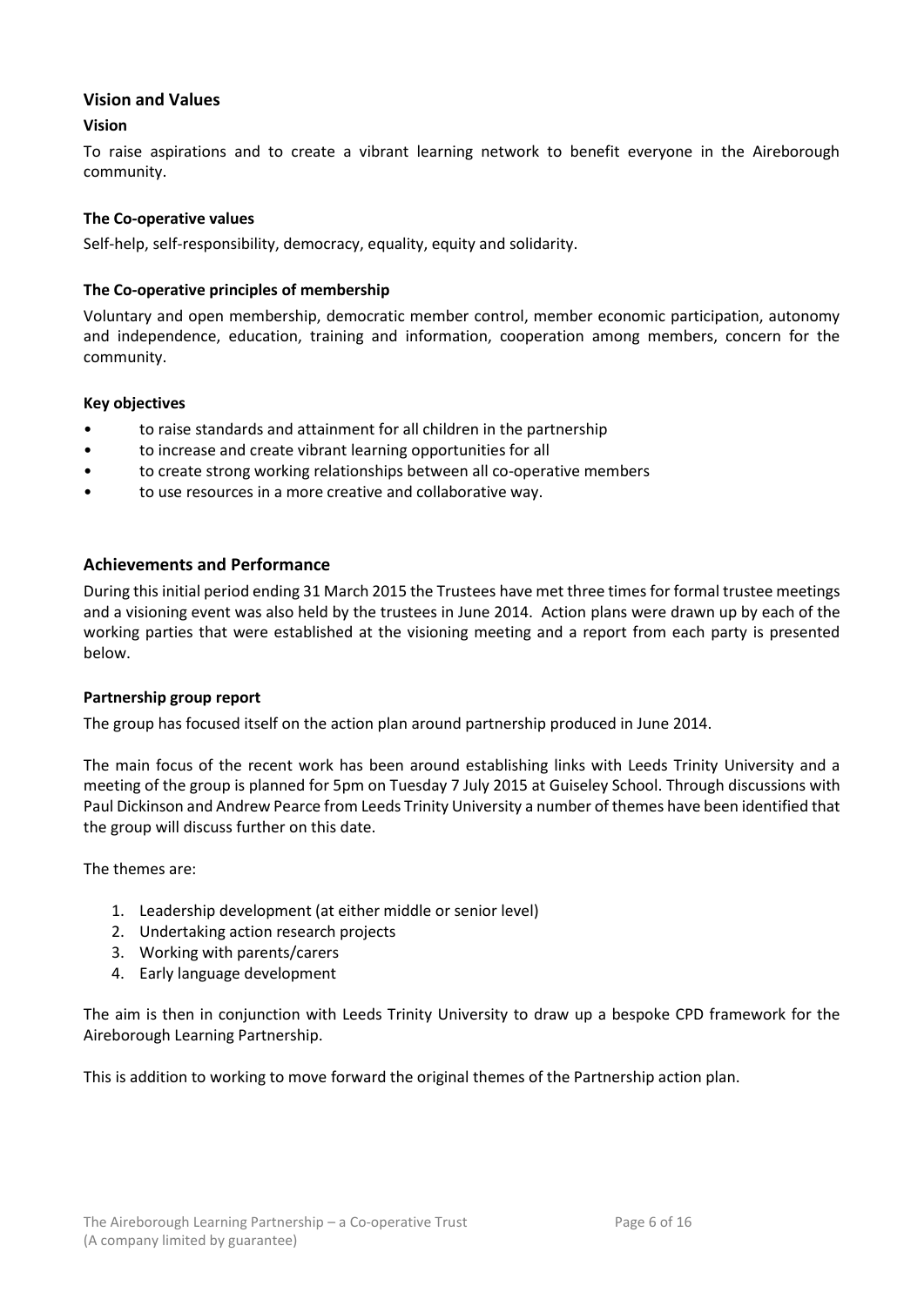## Vision and Values

### Vision

To raise aspirations and to create a vibrant learning network to benefit everyone in the Aireborough community.

### The Co-operative values

Self-help, self-responsibility, democracy, equality, equity and solidarity.

### The Co-operative principles of membership

Voluntary and open membership, democratic member control, member economic participation, autonomy and independence, education, training and information, cooperation among members, concern for the community.

### Key objectives

- to raise standards and attainment for all children in the partnership
- to increase and create vibrant learning opportunities for all
- to create strong working relationships between all co-operative members
- to use resources in a more creative and collaborative way.

## Achievements and Performance

During this initial period ending 31 March 2015 the Trustees have met three times for formal trustee meetings and a visioning event was also held by the trustees in June 2014. Action plans were drawn up by each of the working parties that were established at the visioning meeting and a report from each party is presented below.

### Partnership group report

The group has focused itself on the action plan around partnership produced in June 2014.

The main focus of the recent work has been around establishing links with Leeds Trinity University and a meeting of the group is planned for 5pm on Tuesday 7 July 2015 at Guiseley School. Through discussions with Paul Dickinson and Andrew Pearce from Leeds Trinity University a number of themes have been identified that the group will discuss further on this date.

The themes are:

1. Leadership development (at either middle or senior level)
2. Undertaking action research projects
3. Working with parents/carers
4. Early language development

The aim is then in conjunction with Leeds Trinity University to draw up a bespoke CPD framework for the Aireborough Learning Partnership.

This is addition to working to move forward the original themes of the Partnership action plan.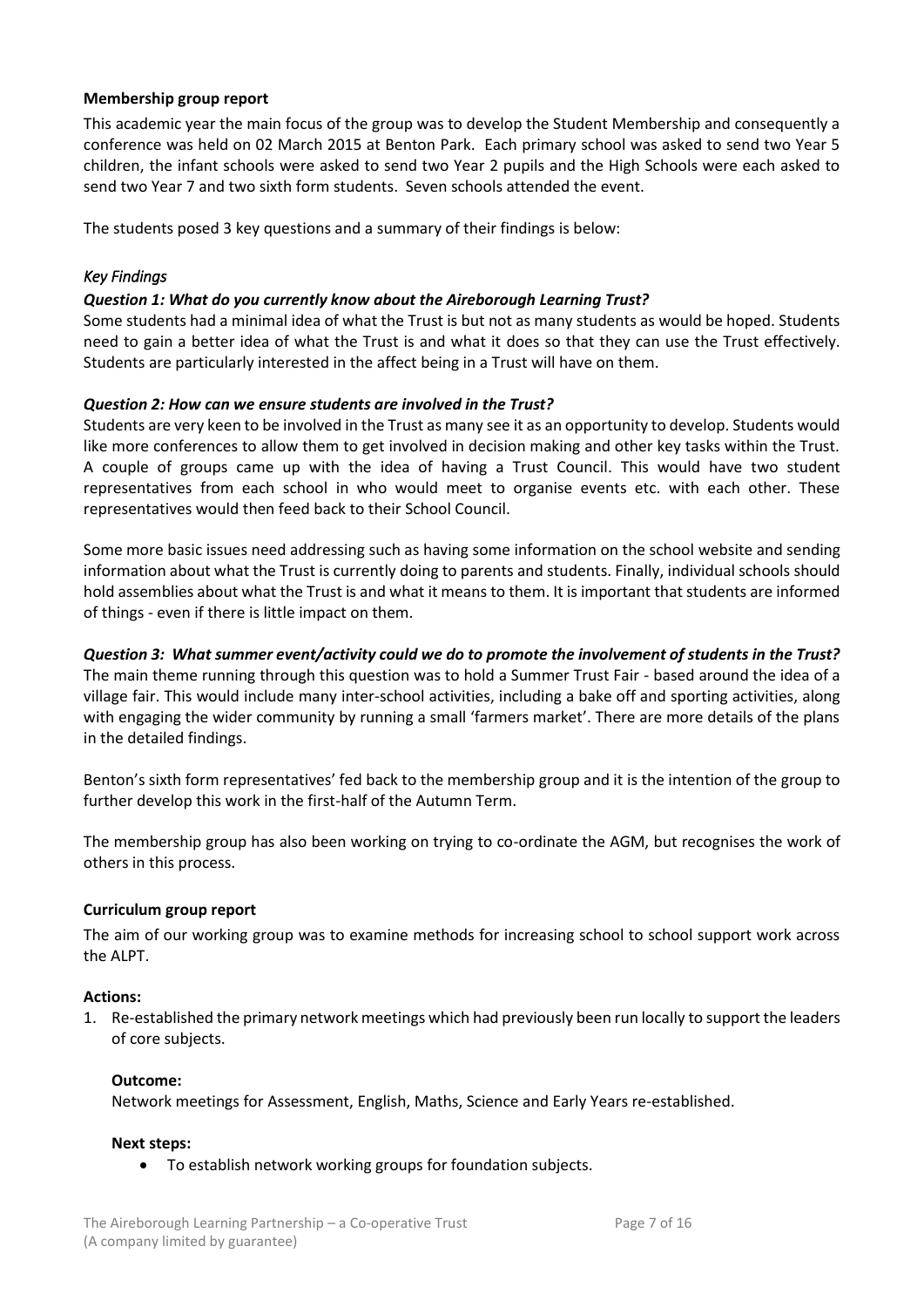**Membership group report**

This academic year the main focus of the group was to develop the Student Membership and consequently a conference was held on 02 March 2015 at Benton Park. Each primary school was asked to send two Year 5 children, the infant schools were asked to send two Year 2 pupils and the High Schools were each asked to send two Year 7 and two sixth form students. Seven schools attended the event.

The students posed 3 key questions and a summary of their findings is below:

*Key Findings*

***Question 1: What do you currently know about the Aireborough Learning Trust?***

Some students had a minimal idea of what the Trust is but not as many students as would be hoped. Students need to gain a better idea of what the Trust is and what it does so that they can use the Trust effectively. Students are particularly interested in the affect being in a Trust will have on them.

***Question 2: How can we ensure students are involved in the Trust?***

Students are very keen to be involved in the Trust as many see it as an opportunity to develop. Students would like more conferences to allow them to get involved in decision making and other key tasks within the Trust. A couple of groups came up with the idea of having a Trust Council. This would have two student representatives from each school in who would meet to organise events etc. with each other. These representatives would then feed back to their School Council.

Some more basic issues need addressing such as having some information on the school website and sending information about what the Trust is currently doing to parents and students. Finally, individual schools should hold assemblies about what the Trust is and what it means to them. It is important that students are informed of things - even if there is little impact on them.

***Question 3: What summer event/activity could we do to promote the involvement of students in the Trust?***

The main theme running through this question was to hold a Summer Trust Fair - based around the idea of a village fair. This would include many inter-school activities, including a bake off and sporting activities, along with engaging the wider community by running a small 'farmers market'. There are more details of the plans in the detailed findings.

Benton's sixth form representatives' fed back to the membership group and it is the intention of the group to further develop this work in the first-half of the Autumn Term.

The membership group has also been working on trying to co-ordinate the AGM, but recognises the work of others in this process.

**Curriculum group report**

The aim of our working group was to examine methods for increasing school to school support work across the ALPT.

**Actions:**

1. Re-established the primary network meetings which had previously been run locally to support the leaders of core subjects.

   **Outcome:**

   Network meetings for Assessment, English, Maths, Science and Early Years re-established.

   **Next steps:**

   - To establish network working groups for foundation subjects.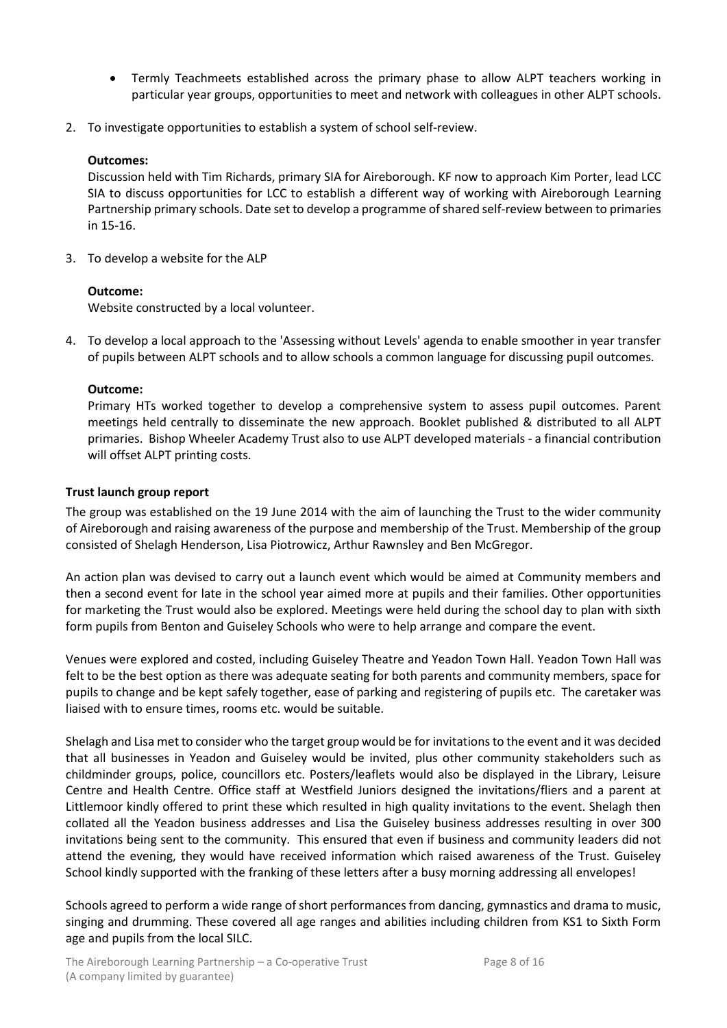- Termly Teachmeets established across the primary phase to allow ALPT teachers working in particular year groups, opportunities to meet and network with colleagues in other ALPT schools.

2. To investigate opportunities to establish a system of school self-review.

   **Outcomes:**
   
   Discussion held with Tim Richards, primary SIA for Aireborough. KF now to approach Kim Porter, lead LCC SIA to discuss opportunities for LCC to establish a different way of working with Aireborough Learning Partnership primary schools. Date set to develop a programme of shared self-review between to primaries in 15-16.

3. To develop a website for the ALP

   **Outcome:**
   
   Website constructed by a local volunteer.

4. To develop a local approach to the 'Assessing without Levels' agenda to enable smoother in year transfer of pupils between ALPT schools and to allow schools a common language for discussing pupil outcomes.

   **Outcome:**
   
   Primary HTs worked together to develop a comprehensive system to assess pupil outcomes. Parent meetings held centrally to disseminate the new approach. Booklet published & distributed to all ALPT primaries. Bishop Wheeler Academy Trust also to use ALPT developed materials - a financial contribution will offset ALPT printing costs.

**Trust launch group report**

The group was established on the 19 June 2014 with the aim of launching the Trust to the wider community of Aireborough and raising awareness of the purpose and membership of the Trust. Membership of the group consisted of Shelagh Henderson, Lisa Piotrowicz, Arthur Rawnsley and Ben McGregor.

An action plan was devised to carry out a launch event which would be aimed at Community members and then a second event for late in the school year aimed more at pupils and their families. Other opportunities for marketing the Trust would also be explored. Meetings were held during the school day to plan with sixth form pupils from Benton and Guiseley Schools who were to help arrange and compare the event.

Venues were explored and costed, including Guiseley Theatre and Yeadon Town Hall. Yeadon Town Hall was felt to be the best option as there was adequate seating for both parents and community members, space for pupils to change and be kept safely together, ease of parking and registering of pupils etc. The caretaker was liaised with to ensure times, rooms etc. would be suitable.

Shelagh and Lisa met to consider who the target group would be for invitations to the event and it was decided that all businesses in Yeadon and Guiseley would be invited, plus other community stakeholders such as childminder groups, police, councillors etc. Posters/leaflets would also be displayed in the Library, Leisure Centre and Health Centre. Office staff at Westfield Juniors designed the invitations/fliers and a parent at Littlemoor kindly offered to print these which resulted in high quality invitations to the event. Shelagh then collated all the Yeadon business addresses and Lisa the Guiseley business addresses resulting in over 300 invitations being sent to the community. This ensured that even if business and community leaders did not attend the evening, they would have received information which raised awareness of the Trust. Guiseley School kindly supported with the franking of these letters after a busy morning addressing all envelopes!

Schools agreed to perform a wide range of short performances from dancing, gymnastics and drama to music, singing and drumming. These covered all age ranges and abilities including children from KS1 to Sixth Form age and pupils from the local SILC.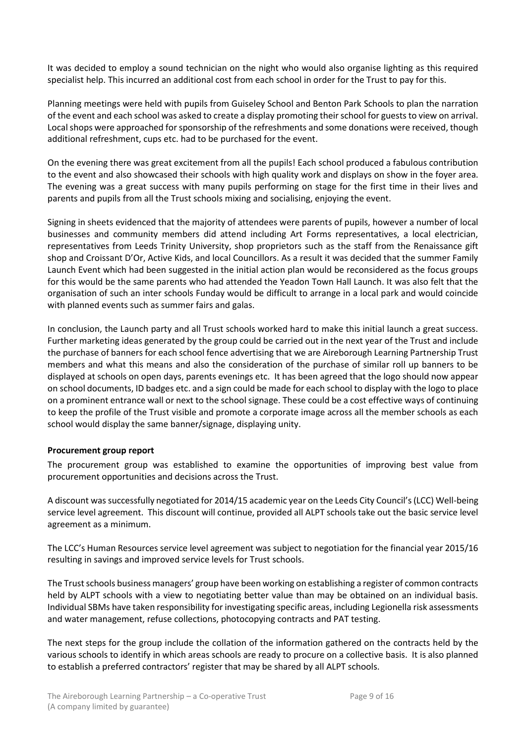It was decided to employ a sound technician on the night who would also organise lighting as this required specialist help. This incurred an additional cost from each school in order for the Trust to pay for this.

Planning meetings were held with pupils from Guiseley School and Benton Park Schools to plan the narration of the event and each school was asked to create a display promoting their school for guests to view on arrival. Local shops were approached for sponsorship of the refreshments and some donations were received, though additional refreshment, cups etc. had to be purchased for the event.

On the evening there was great excitement from all the pupils! Each school produced a fabulous contribution to the event and also showcased their schools with high quality work and displays on show in the foyer area. The evening was a great success with many pupils performing on stage for the first time in their lives and parents and pupils from all the Trust schools mixing and socialising, enjoying the event.

Signing in sheets evidenced that the majority of attendees were parents of pupils, however a number of local businesses and community members did attend including Art Forms representatives, a local electrician, representatives from Leeds Trinity University, shop proprietors such as the staff from the Renaissance gift shop and Croissant D'Or, Active Kids, and local Councillors. As a result it was decided that the summer Family Launch Event which had been suggested in the initial action plan would be reconsidered as the focus groups for this would be the same parents who had attended the Yeadon Town Hall Launch. It was also felt that the organisation of such an inter schools Funday would be difficult to arrange in a local park and would coincide with planned events such as summer fairs and galas.

In conclusion, the Launch party and all Trust schools worked hard to make this initial launch a great success. Further marketing ideas generated by the group could be carried out in the next year of the Trust and include the purchase of banners for each school fence advertising that we are Aireborough Learning Partnership Trust members and what this means and also the consideration of the purchase of similar roll up banners to be displayed at schools on open days, parents evenings etc. It has been agreed that the logo should now appear on school documents, ID badges etc. and a sign could be made for each school to display with the logo to place on a prominent entrance wall or next to the school signage. These could be a cost effective ways of continuing to keep the profile of the Trust visible and promote a corporate image across all the member schools as each school would display the same banner/signage, displaying unity.

**Procurement group report**

The procurement group was established to examine the opportunities of improving best value from procurement opportunities and decisions across the Trust.

A discount was successfully negotiated for 2014/15 academic year on the Leeds City Council's (LCC) Well-being service level agreement. This discount will continue, provided all ALPT schools take out the basic service level agreement as a minimum.

The LCC's Human Resources service level agreement was subject to negotiation for the financial year 2015/16 resulting in savings and improved service levels for Trust schools.

The Trust schools business managers' group have been working on establishing a register of common contracts held by ALPT schools with a view to negotiating better value than may be obtained on an individual basis. Individual SBMs have taken responsibility for investigating specific areas, including Legionella risk assessments and water management, refuse collections, photocopying contracts and PAT testing.

The next steps for the group include the collation of the information gathered on the contracts held by the various schools to identify in which areas schools are ready to procure on a collective basis. It is also planned to establish a preferred contractors' register that may be shared by all ALPT schools.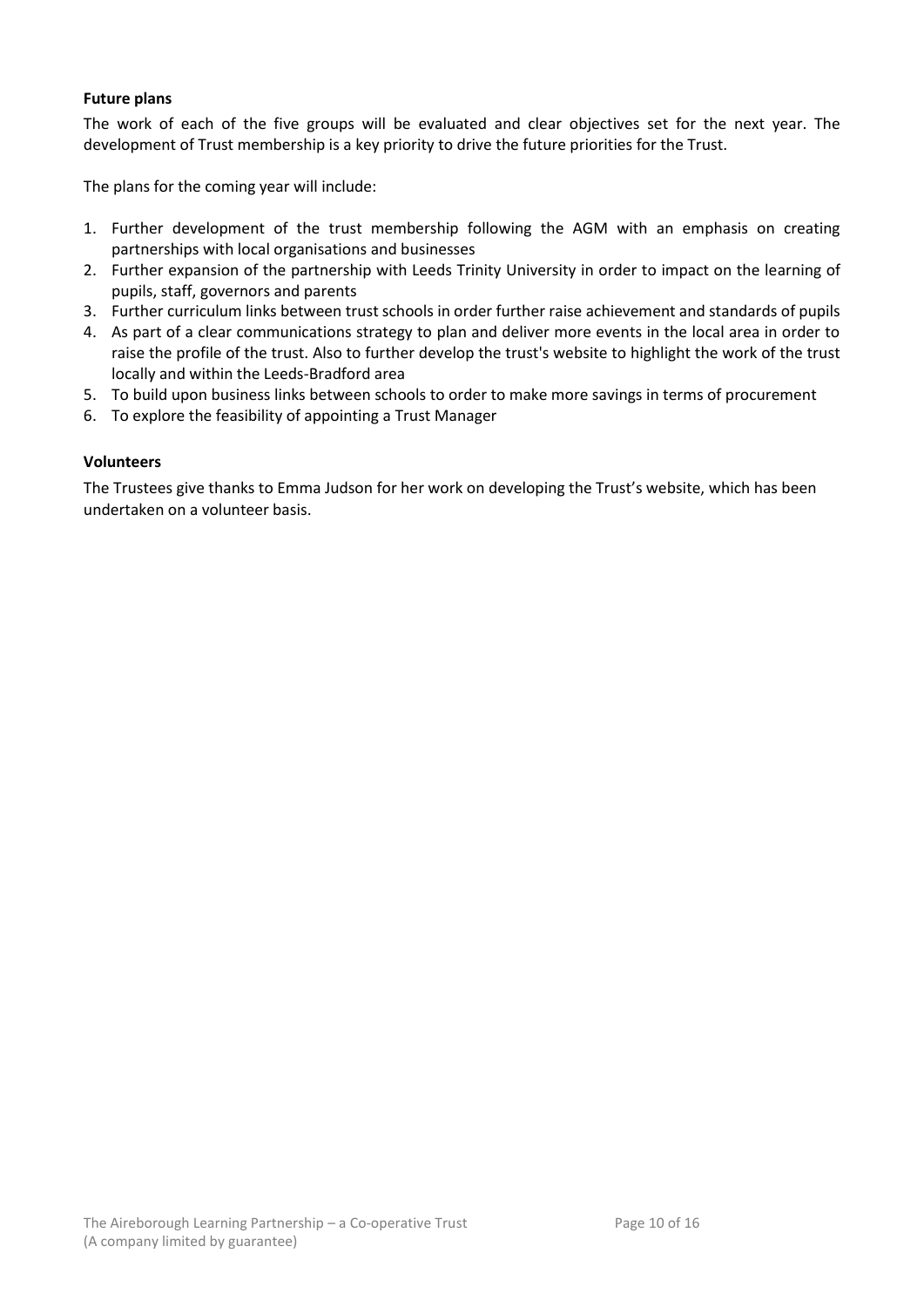**Future plans**

The work of each of the five groups will be evaluated and clear objectives set for the next year. The development of Trust membership is a key priority to drive the future priorities for the Trust.

The plans for the coming year will include:

1. Further development of the trust membership following the AGM with an emphasis on creating partnerships with local organisations and businesses
2. Further expansion of the partnership with Leeds Trinity University in order to impact on the learning of pupils, staff, governors and parents
3. Further curriculum links between trust schools in order further raise achievement and standards of pupils
4. As part of a clear communications strategy to plan and deliver more events in the local area in order to raise the profile of the trust. Also to further develop the trust's website to highlight the work of the trust locally and within the Leeds-Bradford area
5. To build upon business links between schools to order to make more savings in terms of procurement
6. To explore the feasibility of appointing a Trust Manager

**Volunteers**

The Trustees give thanks to Emma Judson for her work on developing the Trust's website, which has been undertaken on a volunteer basis.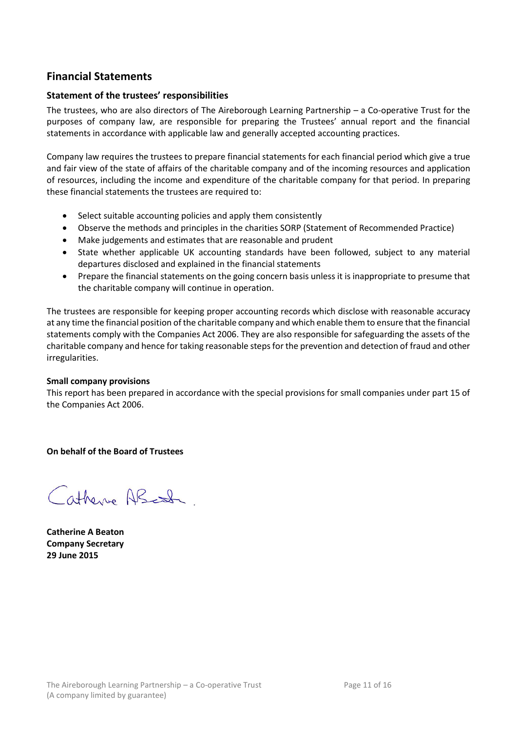## Financial Statements

### Statement of the trustees' responsibilities

The trustees, who are also directors of The Aireborough Learning Partnership – a Co-operative Trust for the purposes of company law, are responsible for preparing the Trustees' annual report and the financial statements in accordance with applicable law and generally accepted accounting practices.

Company law requires the trustees to prepare financial statements for each financial period which give a true and fair view of the state of affairs of the charitable company and of the incoming resources and application of resources, including the income and expenditure of the charitable company for that period. In preparing these financial statements the trustees are required to:

- Select suitable accounting policies and apply them consistently
- Observe the methods and principles in the charities SORP (Statement of Recommended Practice)
- Make judgements and estimates that are reasonable and prudent
- State whether applicable UK accounting standards have been followed, subject to any material departures disclosed and explained in the financial statements
- Prepare the financial statements on the going concern basis unless it is inappropriate to presume that the charitable company will continue in operation.

The trustees are responsible for keeping proper accounting records which disclose with reasonable accuracy at any time the financial position of the charitable company and which enable them to ensure that the financial statements comply with the Companies Act 2006. They are also responsible for safeguarding the assets of the charitable company and hence for taking reasonable steps for the prevention and detection of fraud and other irregularities.

**Small company provisions**
This report has been prepared in accordance with the special provisions for small companies under part 15 of the Companies Act 2006.

**On behalf of the Board of Trustees**

Catherine A Beaton

**Catherine A Beaton**
**Company Secretary**
**29 June 2015**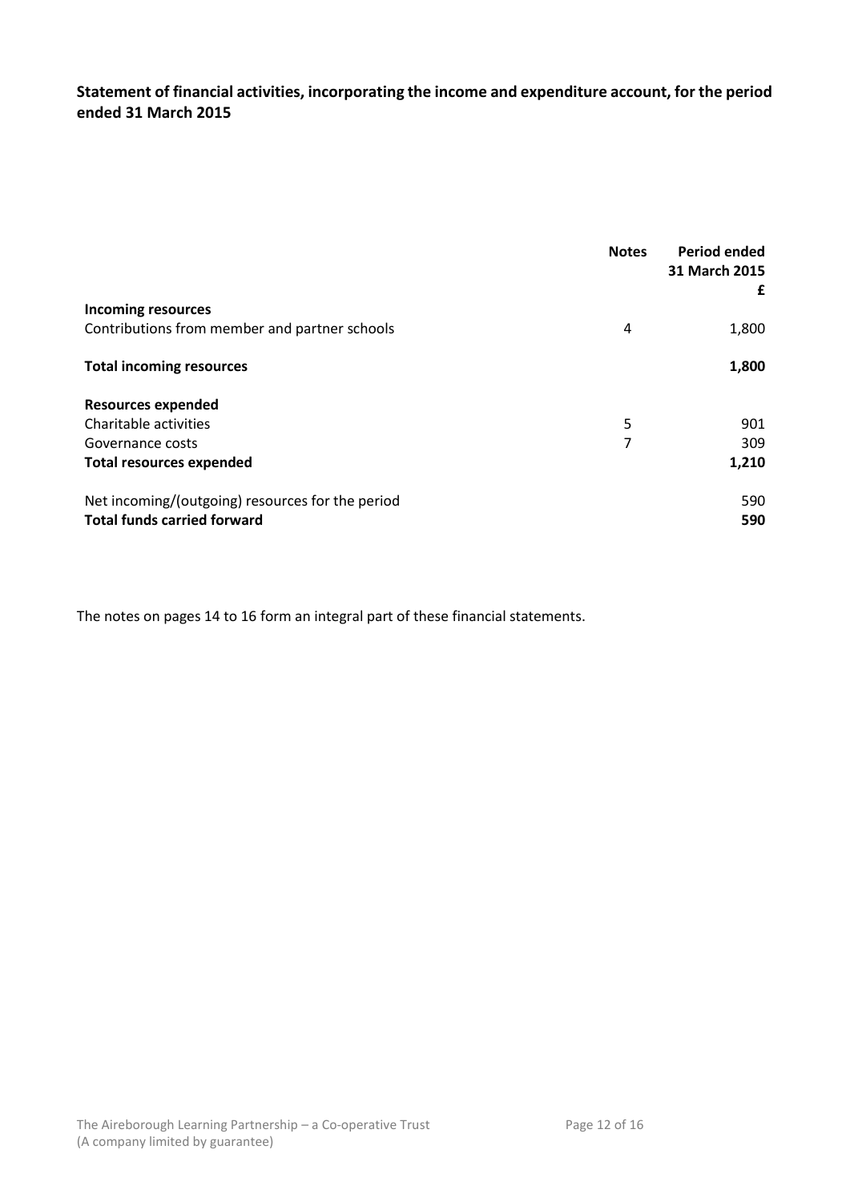**Statement of financial activities, incorporating the income and expenditure account, for the period ended 31 March 2015**

| | Notes | Period ended 31 March 2015 £ |
|---|---|---|
| **Incoming resources** | | |
| Contributions from member and partner schools | 4 | 1,800 |
| **Total incoming resources** | | **1,800** |
| **Resources expended** | | |
| Charitable activities | 5 | 901 |
| Governance costs | 7 | 309 |
| **Total resources expended** | | **1,210** |
| Net incoming/(outgoing) resources for the period | | 590 |
| **Total funds carried forward** | | **590** |

The notes on pages 14 to 16 form an integral part of these financial statements.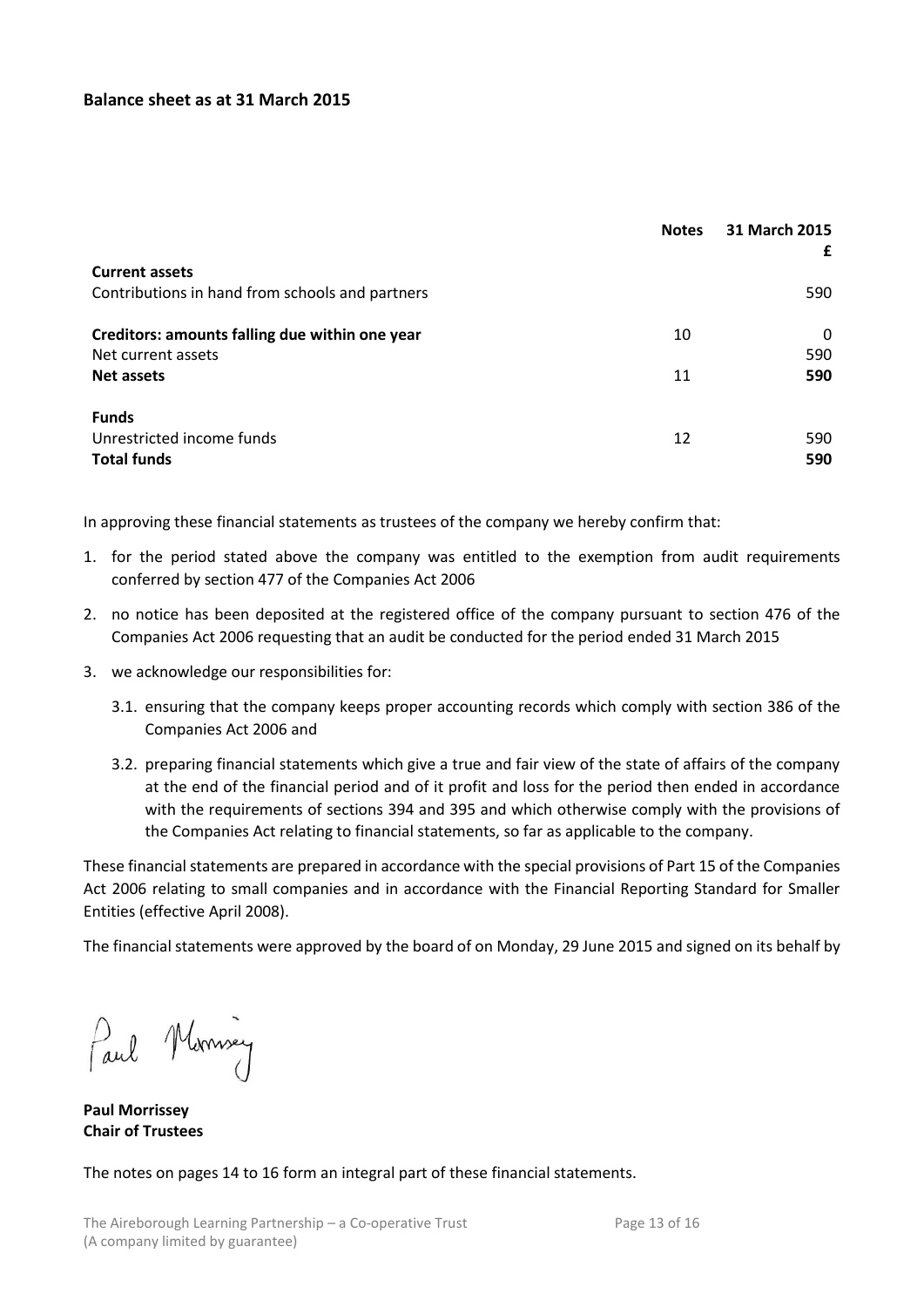## Balance sheet as at 31 March 2015

| | Notes | 31 March 2015 |
|---|---|---|
| | | £ |
| **Current assets** | | |
| Contributions in hand from schools and partners | | 590 |
| **Creditors: amounts falling due within one year** | 10 | 0 |
| Net current assets | | 590 |
| **Net assets** | 11 | **590** |
| **Funds** | | |
| Unrestricted income funds | 12 | 590 |
| **Total funds** | | **590** |

In approving these financial statements as trustees of the company we hereby confirm that:

1. for the period stated above the company was entitled to the exemption from audit requirements conferred by section 477 of the Companies Act 2006
2. no notice has been deposited at the registered office of the company pursuant to section 476 of the Companies Act 2006 requesting that an audit be conducted for the period ended 31 March 2015
3. we acknowledge our responsibilities for:
   - 3.1. ensuring that the company keeps proper accounting records which comply with section 386 of the Companies Act 2006 and
   - 3.2. preparing financial statements which give a true and fair view of the state of affairs of the company at the end of the financial period and of it profit and loss for the period then ended in accordance with the requirements of sections 394 and 395 and which otherwise comply with the provisions of the Companies Act relating to financial statements, so far as applicable to the company.

These financial statements are prepared in accordance with the special provisions of Part 15 of the Companies Act 2006 relating to small companies and in accordance with the Financial Reporting Standard for Smaller Entities (effective April 2008).

The financial statements were approved by the board of on Monday, 29 June 2015 and signed on its behalf by

Paul Morrissey

**Paul Morrissey**
**Chair of Trustees**

The notes on pages 14 to 16 form an integral part of these financial statements.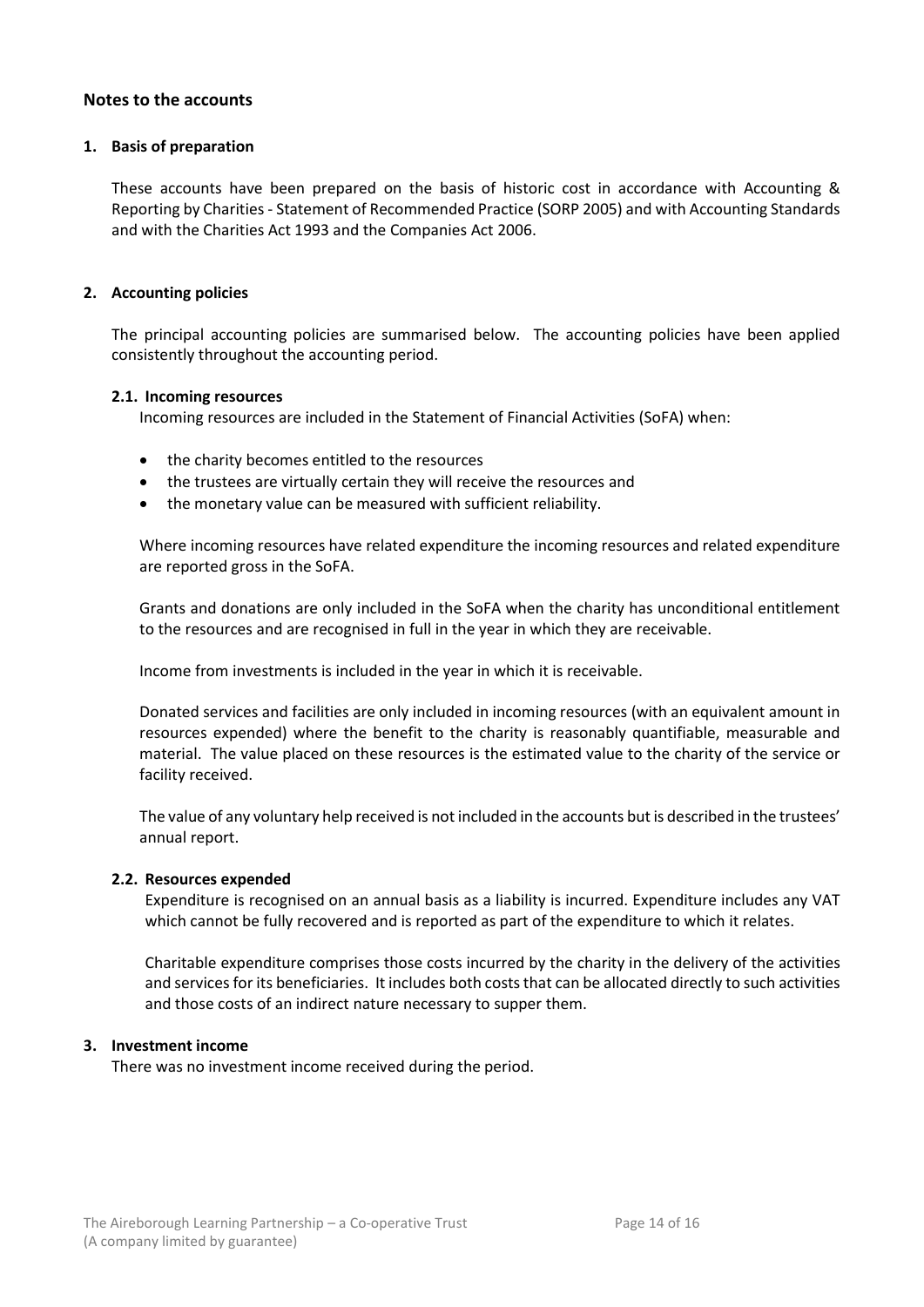## Notes to the accounts

### 1. Basis of preparation

These accounts have been prepared on the basis of historic cost in accordance with Accounting & Reporting by Charities - Statement of Recommended Practice (SORP 2005) and with Accounting Standards and with the Charities Act 1993 and the Companies Act 2006.

### 2. Accounting policies

The principal accounting policies are summarised below. The accounting policies have been applied consistently throughout the accounting period.

#### 2.1. Incoming resources

Incoming resources are included in the Statement of Financial Activities (SoFA) when:

- the charity becomes entitled to the resources
- the trustees are virtually certain they will receive the resources and
- the monetary value can be measured with sufficient reliability.

Where incoming resources have related expenditure the incoming resources and related expenditure are reported gross in the SoFA.

Grants and donations are only included in the SoFA when the charity has unconditional entitlement to the resources and are recognised in full in the year in which they are receivable.

Income from investments is included in the year in which it is receivable.

Donated services and facilities are only included in incoming resources (with an equivalent amount in resources expended) where the benefit to the charity is reasonably quantifiable, measurable and material. The value placed on these resources is the estimated value to the charity of the service or facility received.

The value of any voluntary help received is not included in the accounts but is described in the trustees' annual report.

#### 2.2. Resources expended

Expenditure is recognised on an annual basis as a liability is incurred. Expenditure includes any VAT which cannot be fully recovered and is reported as part of the expenditure to which it relates.

Charitable expenditure comprises those costs incurred by the charity in the delivery of the activities and services for its beneficiaries. It includes both costs that can be allocated directly to such activities and those costs of an indirect nature necessary to supper them.

### 3. Investment income

There was no investment income received during the period.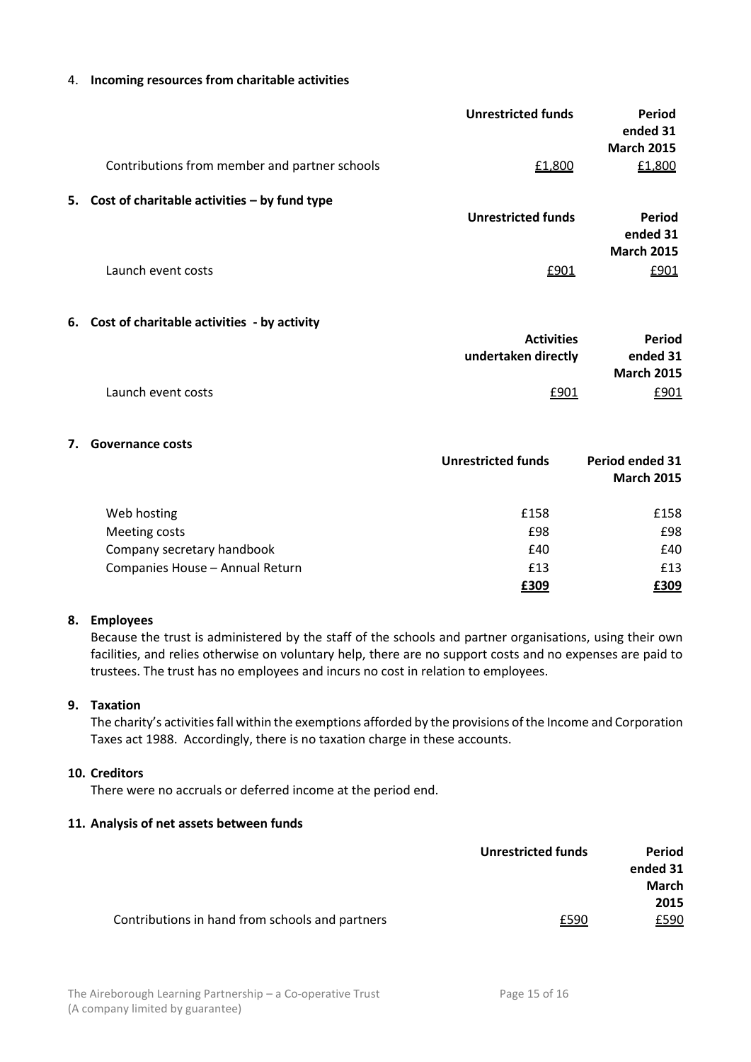4. **Incoming resources from charitable activities**

| | Unrestricted funds | Period ended 31 March 2015 |
|---|---|---|
| Contributions from member and partner schools | £1,800 | £1,800 |

5. **Cost of charitable activities – by fund type**

| | Unrestricted funds | Period ended 31 March 2015 |
|---|---|---|
| Launch event costs | £901 | £901 |

6. **Cost of charitable activities - by activity**

| | Activities undertaken directly | Period ended 31 March 2015 |
|---|---|---|
| Launch event costs | £901 | £901 |

7. **Governance costs**

| | Unrestricted funds | Period ended 31 March 2015 |
|---|---|---|
| Web hosting | £158 | £158 |
| Meeting costs | £98 | £98 |
| Company secretary handbook | £40 | £40 |
| Companies House – Annual Return | £13 | £13 |
| | **£309** | **£309** |

8. **Employees**

Because the trust is administered by the staff of the schools and partner organisations, using their own facilities, and relies otherwise on voluntary help, there are no support costs and no expenses are paid to trustees. The trust has no employees and incurs no cost in relation to employees.

9. **Taxation**

The charity's activities fall within the exemptions afforded by the provisions of the Income and Corporation Taxes act 1988. Accordingly, there is no taxation charge in these accounts.

10. **Creditors**

There were no accruals or deferred income at the period end.

11. **Analysis of net assets between funds**

| | Unrestricted funds | Period ended 31 March 2015 |
|---|---|---|
| Contributions in hand from schools and partners | £590 | £590 |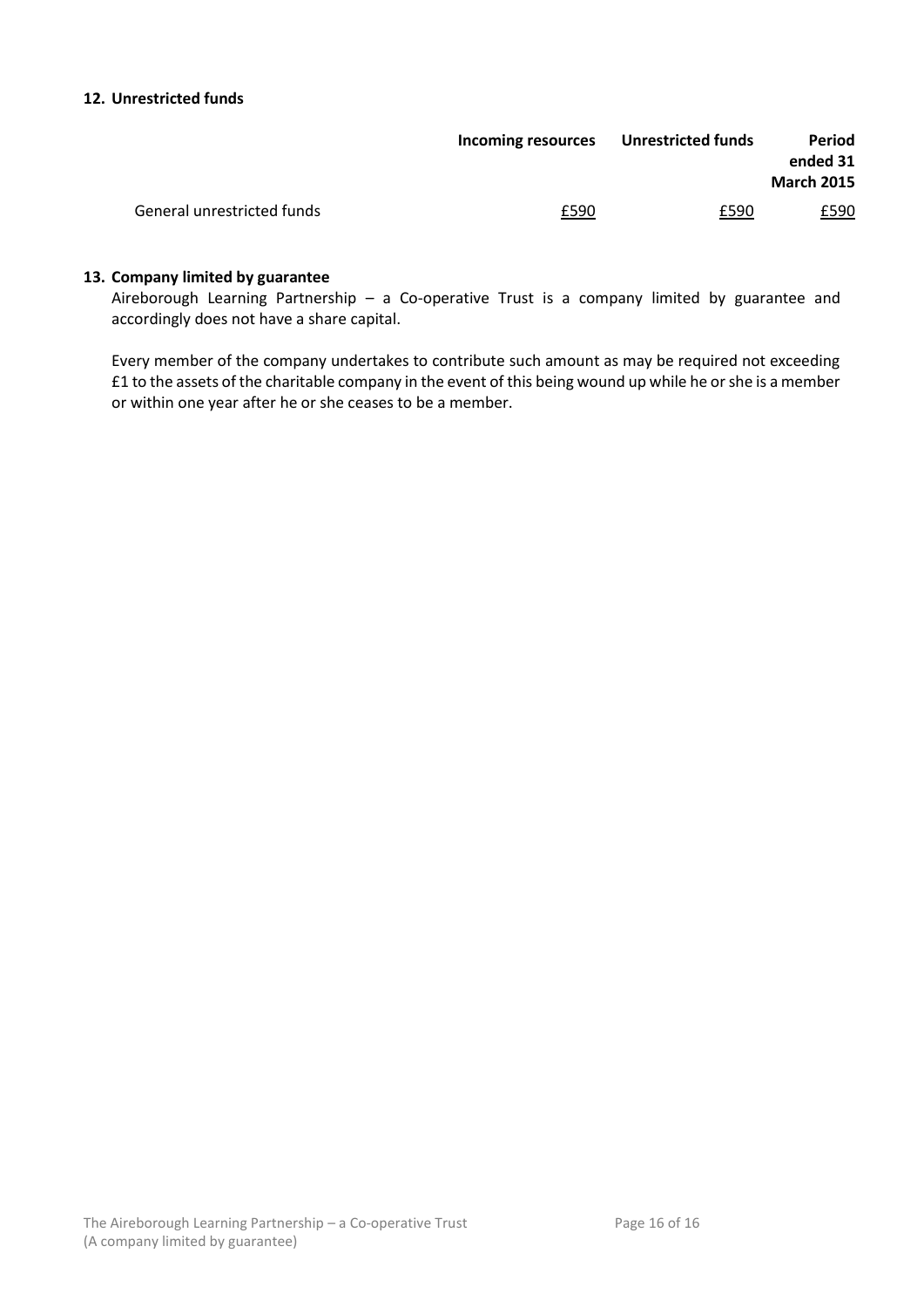**12. Unrestricted funds**

| | Incoming resources | Unrestricted funds | Period ended 31 March 2015 |
|---|---|---|---|
| General unrestricted funds | £590 | £590 | £590 |

**13. Company limited by guarantee**

Aireborough Learning Partnership – a Co-operative Trust is a company limited by guarantee and accordingly does not have a share capital.

Every member of the company undertakes to contribute such amount as may be required not exceeding £1 to the assets of the charitable company in the event of this being wound up while he or she is a member or within one year after he or she ceases to be a member.